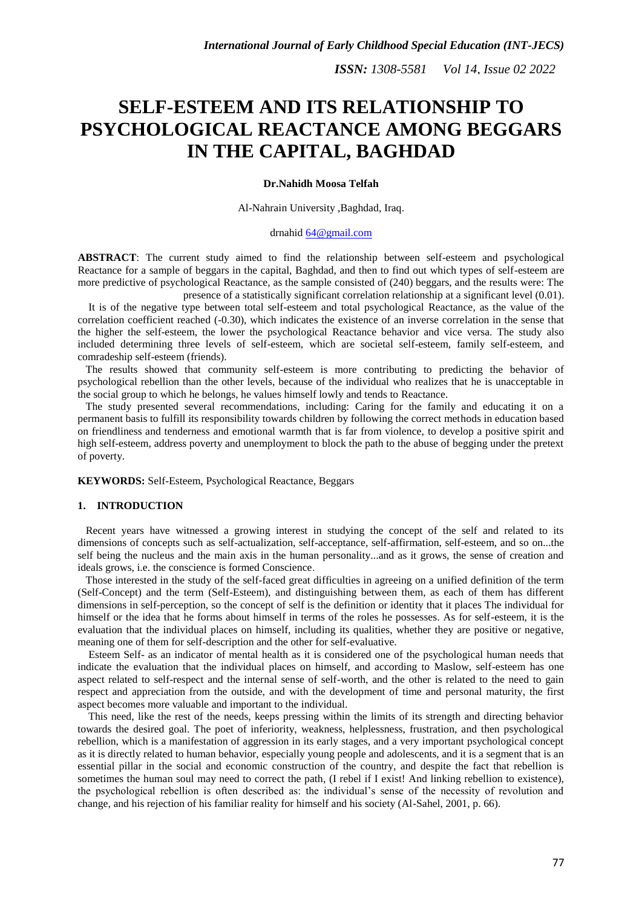# SELF-ESTEEM AND ITS RELATIONSHIP TO PSYCHOLOGICAL REACTANCE AMONG BEGGARS IN THE CAPITAL, BAGHDAD

**Dr.Nahidh Moosa Telfah**

Al-Nahrain University ,Baghdad, Iraq.

drnahid 64@gmail.com

**ABSTRACT**: The current study aimed to find the relationship between self-esteem and psychological Reactance for a sample of beggars in the capital, Baghdad, and then to find out which types of self-esteem are more predictive of psychological Reactance, as the sample consisted of (240) beggars, and the results were: The presence of a statistically significant correlation relationship at a significant level (0.01).

It is of the negative type between total self-esteem and total psychological Reactance, as the value of the correlation coefficient reached (-0.30), which indicates the existence of an inverse correlation in the sense that the higher the self-esteem, the lower the psychological Reactance behavior and vice versa. The study also included determining three levels of self-esteem, which are societal self-esteem, family self-esteem, and comradeship self-esteem (friends).

The results showed that community self-esteem is more contributing to predicting the behavior of psychological rebellion than the other levels, because of the individual who realizes that he is unacceptable in the social group to which he belongs, he values himself lowly and tends to Reactance.

The study presented several recommendations, including: Caring for the family and educating it on a permanent basis to fulfill its responsibility towards children by following the correct methods in education based on friendliness and tenderness and emotional warmth that is far from violence, to develop a positive spirit and high self-esteem, address poverty and unemployment to block the path to the abuse of begging under the pretext of poverty.

**KEYWORDS:** Self-Esteem, Psychological Reactance, Beggars

## 1. INTRODUCTION

Recent years have witnessed a growing interest in studying the concept of the self and related to its dimensions of concepts such as self-actualization, self-acceptance, self-affirmation, self-esteem, and so on...the self being the nucleus and the main axis in the human personality...and as it grows, the sense of creation and ideals grows, i.e. the conscience is formed Conscience.

Those interested in the study of the self-faced great difficulties in agreeing on a unified definition of the term (Self-Concept) and the term (Self-Esteem), and distinguishing between them, as each of them has different dimensions in self-perception, so the concept of self is the definition or identity that it places The individual for himself or the idea that he forms about himself in terms of the roles he possesses. As for self-esteem, it is the evaluation that the individual places on himself, including its qualities, whether they are positive or negative, meaning one of them for self-description and the other for self-evaluative.

Esteem Self- as an indicator of mental health as it is considered one of the psychological human needs that indicate the evaluation that the individual places on himself, and according to Maslow, self-esteem has one aspect related to self-respect and the internal sense of self-worth, and the other is related to the need to gain respect and appreciation from the outside, and with the development of time and personal maturity, the first aspect becomes more valuable and important to the individual.

This need, like the rest of the needs, keeps pressing within the limits of its strength and directing behavior towards the desired goal. The poet of inferiority, weakness, helplessness, frustration, and then psychological rebellion, which is a manifestation of aggression in its early stages, and a very important psychological concept as it is directly related to human behavior, especially young people and adolescents, and it is a segment that is an essential pillar in the social and economic construction of the country, and despite the fact that rebellion is sometimes the human soul may need to correct the path, (I rebel if I exist! And linking rebellion to existence), the psychological rebellion is often described as: the individual's sense of the necessity of revolution and change, and his rejection of his familiar reality for himself and his society (Al-Sahel, 2001, p. 66).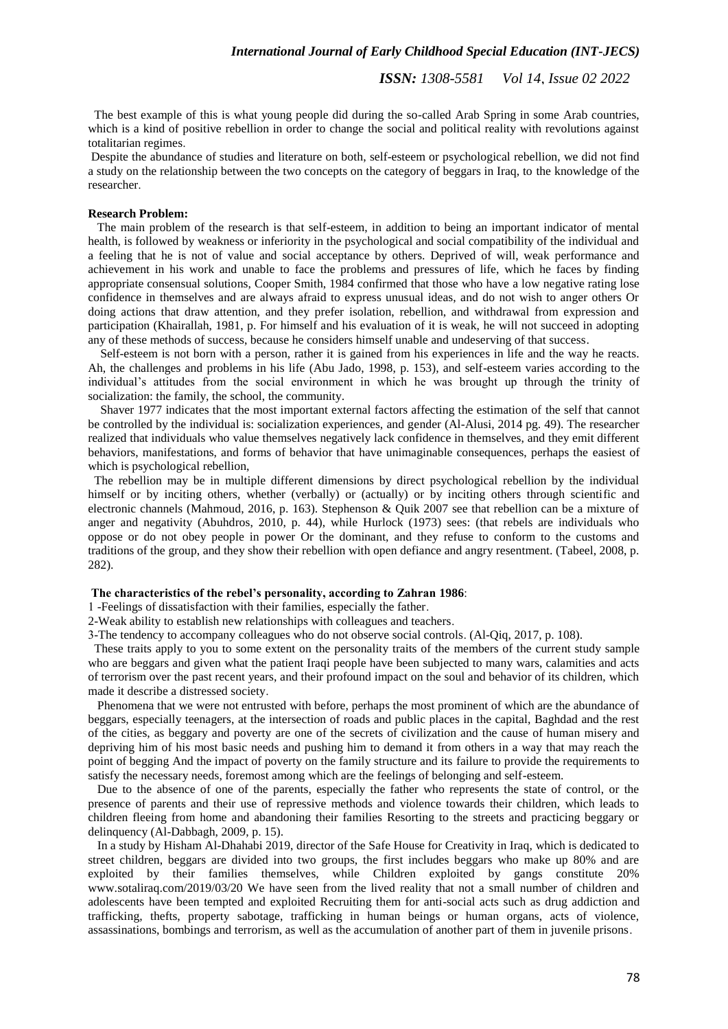The best example of this is what young people did during the so-called Arab Spring in some Arab countries, which is a kind of positive rebellion in order to change the social and political reality with revolutions against totalitarian regimes.

Despite the abundance of studies and literature on both, self-esteem or psychological rebellion, we did not find a study on the relationship between the two concepts on the category of beggars in Iraq, to the knowledge of the researcher.

**Research Problem:**

The main problem of the research is that self-esteem, in addition to being an important indicator of mental health, is followed by weakness or inferiority in the psychological and social compatibility of the individual and a feeling that he is not of value and social acceptance by others. Deprived of will, weak performance and achievement in his work and unable to face the problems and pressures of life, which he faces by finding appropriate consensual solutions, Cooper Smith, 1984 confirmed that those who have a low negative rating lose confidence in themselves and are always afraid to express unusual ideas, and do not wish to anger others Or doing actions that draw attention, and they prefer isolation, rebellion, and withdrawal from expression and participation (Khairallah, 1981, p. For himself and his evaluation of it is weak, he will not succeed in adopting any of these methods of success, because he considers himself unable and undeserving of that success.

Self-esteem is not born with a person, rather it is gained from his experiences in life and the way he reacts. Ah, the challenges and problems in his life (Abu Jado, 1998, p. 153), and self-esteem varies according to the individual's attitudes from the social environment in which he was brought up through the trinity of socialization: the family, the school, the community.

Shaver 1977 indicates that the most important external factors affecting the estimation of the self that cannot be controlled by the individual is: socialization experiences, and gender (Al-Alusi, 2014 pg. 49). The researcher realized that individuals who value themselves negatively lack confidence in themselves, and they emit different behaviors, manifestations, and forms of behavior that have unimaginable consequences, perhaps the easiest of which is psychological rebellion,

The rebellion may be in multiple different dimensions by direct psychological rebellion by the individual himself or by inciting others, whether (verbally) or (actually) or by inciting others through scientific and electronic channels (Mahmoud, 2016, p. 163). Stephenson & Quik 2007 see that rebellion can be a mixture of anger and negativity (Abuhdros, 2010, p. 44), while Hurlock (1973) sees: (that rebels are individuals who oppose or do not obey people in power Or the dominant, and they refuse to conform to the customs and traditions of the group, and they show their rebellion with open defiance and angry resentment. (Tabeel, 2008, p. 282).

**The characteristics of the rebel's personality, according to Zahran 1986**:

1 -Feelings of dissatisfaction with their families, especially the father.

2-Weak ability to establish new relationships with colleagues and teachers.

3-The tendency to accompany colleagues who do not observe social controls. (Al-Qiq, 2017, p. 108).

These traits apply to you to some extent on the personality traits of the members of the current study sample who are beggars and given what the patient Iraqi people have been subjected to many wars, calamities and acts of terrorism over the past recent years, and their profound impact on the soul and behavior of its children, which made it describe a distressed society.

Phenomena that we were not entrusted with before, perhaps the most prominent of which are the abundance of beggars, especially teenagers, at the intersection of roads and public places in the capital, Baghdad and the rest of the cities, as beggary and poverty are one of the secrets of civilization and the cause of human misery and depriving him of his most basic needs and pushing him to demand it from others in a way that may reach the point of begging And the impact of poverty on the family structure and its failure to provide the requirements to satisfy the necessary needs, foremost among which are the feelings of belonging and self-esteem.

Due to the absence of one of the parents, especially the father who represents the state of control, or the presence of parents and their use of repressive methods and violence towards their children, which leads to children fleeing from home and abandoning their families Resorting to the streets and practicing beggary or delinquency (Al-Dabbagh, 2009, p. 15).

In a study by Hisham Al-Dhahabi 2019, director of the Safe House for Creativity in Iraq, which is dedicated to street children, beggars are divided into two groups, the first includes beggars who make up 80% and are exploited by their families themselves, while Children exploited by gangs constitute 20% www.sotaliraq.com/2019/03/20 We have seen from the lived reality that not a small number of children and adolescents have been tempted and exploited Recruiting them for anti-social acts such as drug addiction and trafficking, thefts, property sabotage, trafficking in human beings or human organs, acts of violence, assassinations, bombings and terrorism, as well as the accumulation of another part of them in juvenile prisons.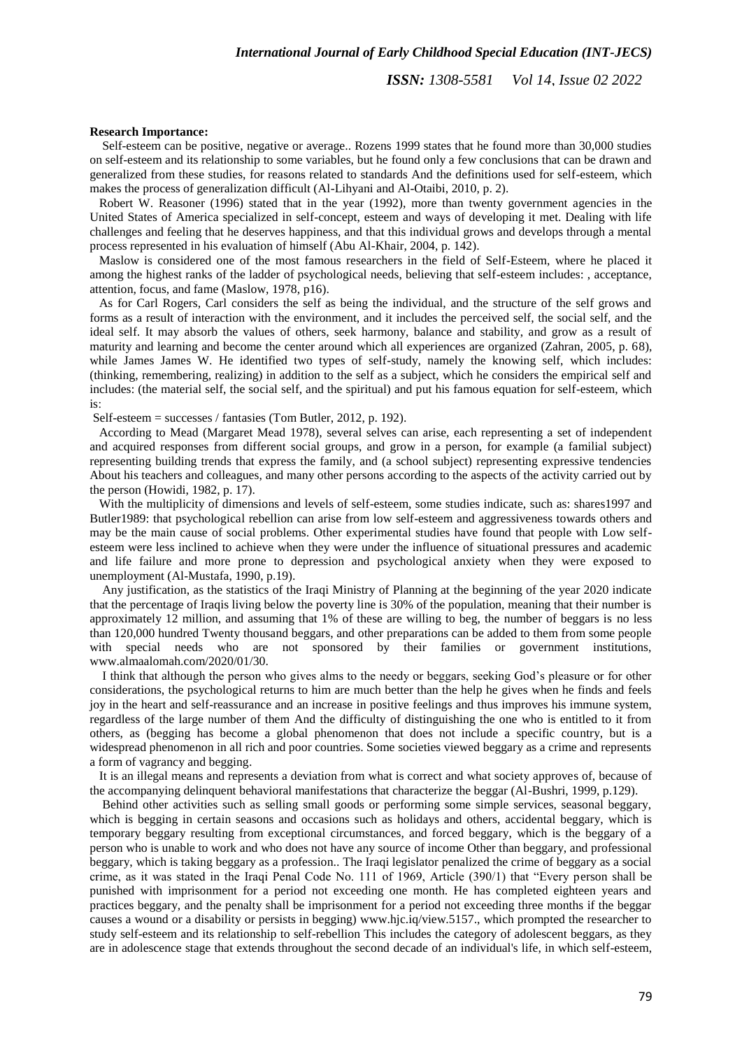**Research Importance:**

Self-esteem can be positive, negative or average.. Rozens 1999 states that he found more than 30,000 studies on self-esteem and its relationship to some variables, but he found only a few conclusions that can be drawn and generalized from these studies, for reasons related to standards And the definitions used for self-esteem, which makes the process of generalization difficult (Al-Lihyani and Al-Otaibi, 2010, p. 2).

Robert W. Reasoner (1996) stated that in the year (1992), more than twenty government agencies in the United States of America specialized in self-concept, esteem and ways of developing it met. Dealing with life challenges and feeling that he deserves happiness, and that this individual grows and develops through a mental process represented in his evaluation of himself (Abu Al-Khair, 2004, p. 142).

Maslow is considered one of the most famous researchers in the field of Self-Esteem, where he placed it among the highest ranks of the ladder of psychological needs, believing that self-esteem includes: , acceptance, attention, focus, and fame (Maslow, 1978, p16).

As for Carl Rogers, Carl considers the self as being the individual, and the structure of the self grows and forms as a result of interaction with the environment, and it includes the perceived self, the social self, and the ideal self. It may absorb the values of others, seek harmony, balance and stability, and grow as a result of maturity and learning and become the center around which all experiences are organized (Zahran, 2005, p. 68), while James James W. He identified two types of self-study, namely the knowing self, which includes: (thinking, remembering, realizing) in addition to the self as a subject, which he considers the empirical self and includes: (the material self, the social self, and the spiritual) and put his famous equation for self-esteem, which is:

Self-esteem = successes / fantasies (Tom Butler, 2012, p. 192).

According to Mead (Margaret Mead 1978), several selves can arise, each representing a set of independent and acquired responses from different social groups, and grow in a person, for example (a familial subject) representing building trends that express the family, and (a school subject) representing expressive tendencies About his teachers and colleagues, and many other persons according to the aspects of the activity carried out by the person (Howidi, 1982, p. 17).

With the multiplicity of dimensions and levels of self-esteem, some studies indicate, such as: shares1997 and Butler1989: that psychological rebellion can arise from low self-esteem and aggressiveness towards others and may be the main cause of social problems. Other experimental studies have found that people with Low self-esteem were less inclined to achieve when they were under the influence of situational pressures and academic and life failure and more prone to depression and psychological anxiety when they were exposed to unemployment (Al-Mustafa, 1990, p.19).

Any justification, as the statistics of the Iraqi Ministry of Planning at the beginning of the year 2020 indicate that the percentage of Iraqis living below the poverty line is 30% of the population, meaning that their number is approximately 12 million, and assuming that 1% of these are willing to beg, the number of beggars is no less than 120,000 hundred Twenty thousand beggars, and other preparations can be added to them from some people with special needs who are not sponsored by their families or government institutions, www.almaalomah.com/2020/01/30.

I think that although the person who gives alms to the needy or beggars, seeking God's pleasure or for other considerations, the psychological returns to him are much better than the help he gives when he finds and feels joy in the heart and self-reassurance and an increase in positive feelings and thus improves his immune system, regardless of the large number of them And the difficulty of distinguishing the one who is entitled to it from others, as (begging has become a global phenomenon that does not include a specific country, but is a widespread phenomenon in all rich and poor countries. Some societies viewed beggary as a crime and represents a form of vagrancy and begging.

It is an illegal means and represents a deviation from what is correct and what society approves of, because of the accompanying delinquent behavioral manifestations that characterize the beggar (Al-Bushri, 1999, p.129).

Behind other activities such as selling small goods or performing some simple services, seasonal beggary, which is begging in certain seasons and occasions such as holidays and others, accidental beggary, which is temporary beggary resulting from exceptional circumstances, and forced beggary, which is the beggary of a person who is unable to work and who does not have any source of income Other than beggary, and professional beggary, which is taking beggary as a profession.. The Iraqi legislator penalized the crime of beggary as a social crime, as it was stated in the Iraqi Penal Code No. 111 of 1969, Article (390/1) that "Every person shall be punished with imprisonment for a period not exceeding one month. He has completed eighteen years and practices beggary, and the penalty shall be imprisonment for a period not exceeding three months if the beggar causes a wound or a disability or persists in begging) www.hjc.iq/view.5157., which prompted the researcher to study self-esteem and its relationship to self-rebellion This includes the category of adolescent beggars, as they are in adolescence stage that extends throughout the second decade of an individual's life, in which self-esteem,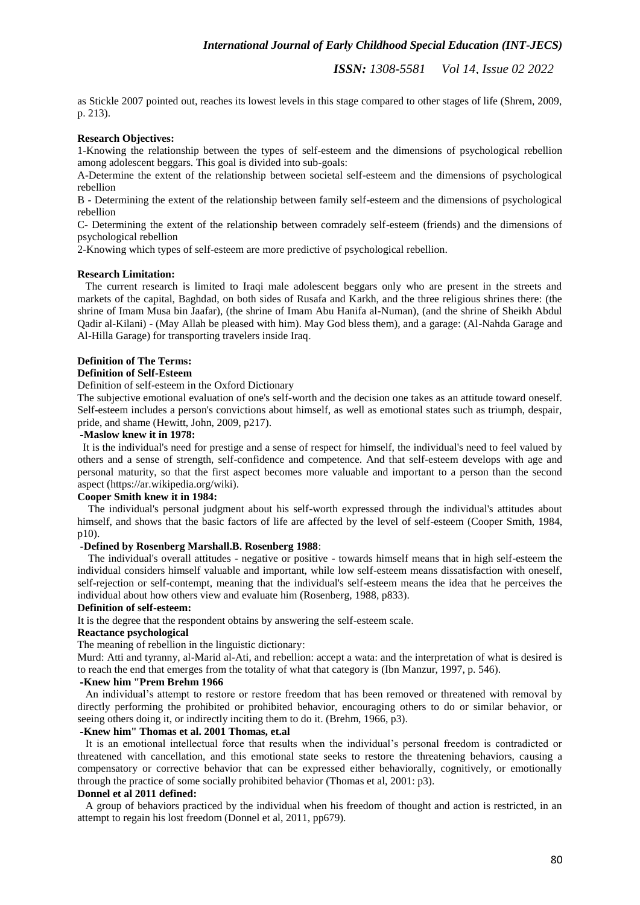as Stickle 2007 pointed out, reaches its lowest levels in this stage compared to other stages of life (Shrem, 2009, p. 213).

**Research Objectives:**

1-Knowing the relationship between the types of self-esteem and the dimensions of psychological rebellion among adolescent beggars. This goal is divided into sub-goals:

A-Determine the extent of the relationship between societal self-esteem and the dimensions of psychological rebellion

B - Determining the extent of the relationship between family self-esteem and the dimensions of psychological rebellion

C- Determining the extent of the relationship between comradely self-esteem (friends) and the dimensions of psychological rebellion

2-Knowing which types of self-esteem are more predictive of psychological rebellion.

**Research Limitation:**

The current research is limited to Iraqi male adolescent beggars only who are present in the streets and markets of the capital, Baghdad, on both sides of Rusafa and Karkh, and the three religious shrines there: (the shrine of Imam Musa bin Jaafar), (the shrine of Imam Abu Hanifa al-Numan), (and the shrine of Sheikh Abdul Qadir al-Kilani) - (May Allah be pleased with him). May God bless them), and a garage: (Al-Nahda Garage and Al-Hilla Garage) for transporting travelers inside Iraq.

**Definition of The Terms:**

**Definition of Self-Esteem**

Definition of self-esteem in the Oxford Dictionary

The subjective emotional evaluation of one's self-worth and the decision one takes as an attitude toward oneself. Self-esteem includes a person's convictions about himself, as well as emotional states such as triumph, despair, pride, and shame (Hewitt, John, 2009, p217).

**-Maslow knew it in 1978:**

It is the individual's need for prestige and a sense of respect for himself, the individual's need to feel valued by others and a sense of strength, self-confidence and competence. And that self-esteem develops with age and personal maturity, so that the first aspect becomes more valuable and important to a person than the second aspect (https://ar.wikipedia.org/wiki).

**Cooper Smith knew it in 1984:**

The individual's personal judgment about his self-worth expressed through the individual's attitudes about himself, and shows that the basic factors of life are affected by the level of self-esteem (Cooper Smith, 1984, p10).

-**Defined by Rosenberg Marshall.B. Rosenberg 1988**:

The individual's overall attitudes - negative or positive - towards himself means that in high self-esteem the individual considers himself valuable and important, while low self-esteem means dissatisfaction with oneself, self-rejection or self-contempt, meaning that the individual's self-esteem means the idea that he perceives the individual about how others view and evaluate him (Rosenberg, 1988, p833).

**Definition of self-esteem:**

It is the degree that the respondent obtains by answering the self-esteem scale.

**Reactance psychological**

The meaning of rebellion in the linguistic dictionary:

Murd: Atti and tyranny, al-Marid al-Ati, and rebellion: accept a wata: and the interpretation of what is desired is to reach the end that emerges from the totality of what that category is (Ibn Manzur, 1997, p. 546).

**-Knew him "Prem Brehm 1966**

An individual's attempt to restore or restore freedom that has been removed or threatened with removal by directly performing the prohibited or prohibited behavior, encouraging others to do or similar behavior, or seeing others doing it, or indirectly inciting them to do it. (Brehm, 1966, p3).

**-Knew him" Thomas et al. 2001 Thomas, et.al**

It is an emotional intellectual force that results when the individual's personal freedom is contradicted or threatened with cancellation, and this emotional state seeks to restore the threatening behaviors, causing a compensatory or corrective behavior that can be expressed either behaviorally, cognitively, or emotionally through the practice of some socially prohibited behavior (Thomas et al, 2001: p3).

**Donnel et al 2011 defined:**

A group of behaviors practiced by the individual when his freedom of thought and action is restricted, in an attempt to regain his lost freedom (Donnel et al, 2011, pp679).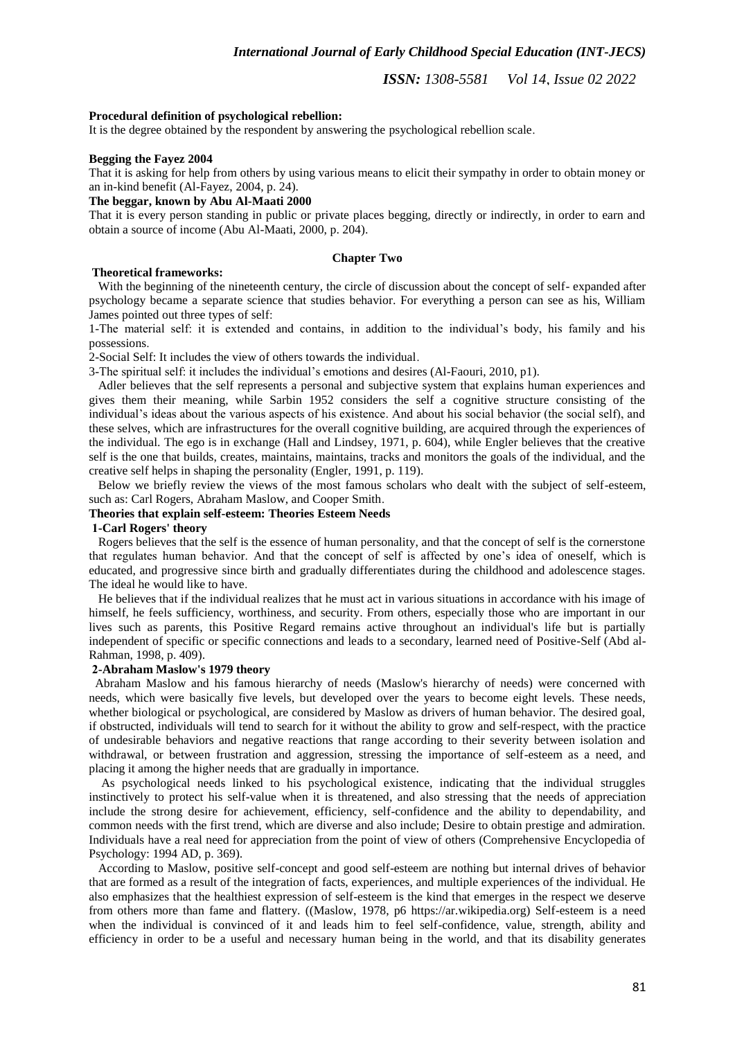**Procedural definition of psychological rebellion:**

It is the degree obtained by the respondent by answering the psychological rebellion scale.

**Begging the Fayez 2004**

That it is asking for help from others by using various means to elicit their sympathy in order to obtain money or an in-kind benefit (Al-Fayez, 2004, p. 24).

**The beggar, known by Abu Al-Maati 2000**

That it is every person standing in public or private places begging, directly or indirectly, in order to earn and obtain a source of income (Abu Al-Maati, 2000, p. 204).

## Chapter Two

**Theoretical frameworks:**

With the beginning of the nineteenth century, the circle of discussion about the concept of self- expanded after psychology became a separate science that studies behavior. For everything a person can see as his, William James pointed out three types of self:

1-The material self: it is extended and contains, in addition to the individual's body, his family and his possessions.

2-Social Self: It includes the view of others towards the individual.

3-The spiritual self: it includes the individual's emotions and desires (Al-Faouri, 2010, p1).

Adler believes that the self represents a personal and subjective system that explains human experiences and gives them their meaning, while Sarbin 1952 considers the self a cognitive structure consisting of the individual's ideas about the various aspects of his existence. And about his social behavior (the social self), and these selves, which are infrastructures for the overall cognitive building, are acquired through the experiences of the individual. The ego is in exchange (Hall and Lindsey, 1971, p. 604), while Engler believes that the creative self is the one that builds, creates, maintains, maintains, tracks and monitors the goals of the individual, and the creative self helps in shaping the personality (Engler, 1991, p. 119).

Below we briefly review the views of the most famous scholars who dealt with the subject of self-esteem, such as: Carl Rogers, Abraham Maslow, and Cooper Smith.

**Theories that explain self-esteem: Theories Esteem Needs**

**1-Carl Rogers' theory**

Rogers believes that the self is the essence of human personality, and that the concept of self is the cornerstone that regulates human behavior. And that the concept of self is affected by one's idea of oneself, which is educated, and progressive since birth and gradually differentiates during the childhood and adolescence stages. The ideal he would like to have.

He believes that if the individual realizes that he must act in various situations in accordance with his image of himself, he feels sufficiency, worthiness, and security. From others, especially those who are important in our lives such as parents, this Positive Regard remains active throughout an individual's life but is partially independent of specific or specific connections and leads to a secondary, learned need of Positive-Self (Abd al-Rahman, 1998, p. 409).

**2-Abraham Maslow's 1979 theory**

Abraham Maslow and his famous hierarchy of needs (Maslow's hierarchy of needs) were concerned with needs, which were basically five levels, but developed over the years to become eight levels. These needs, whether biological or psychological, are considered by Maslow as drivers of human behavior. The desired goal, if obstructed, individuals will tend to search for it without the ability to grow and self-respect, with the practice of undesirable behaviors and negative reactions that range according to their severity between isolation and withdrawal, or between frustration and aggression, stressing the importance of self-esteem as a need, and placing it among the higher needs that are gradually in importance.

As psychological needs linked to his psychological existence, indicating that the individual struggles instinctively to protect his self-value when it is threatened, and also stressing that the needs of appreciation include the strong desire for achievement, efficiency, self-confidence and the ability to dependability, and common needs with the first trend, which are diverse and also include; Desire to obtain prestige and admiration. Individuals have a real need for appreciation from the point of view of others (Comprehensive Encyclopedia of Psychology: 1994 AD, p. 369).

According to Maslow, positive self-concept and good self-esteem are nothing but internal drives of behavior that are formed as a result of the integration of facts, experiences, and multiple experiences of the individual. He also emphasizes that the healthiest expression of self-esteem is the kind that emerges in the respect we deserve from others more than fame and flattery. ((Maslow, 1978, p6 https://ar.wikipedia.org) Self-esteem is a need when the individual is convinced of it and leads him to feel self-confidence, value, strength, ability and efficiency in order to be a useful and necessary human being in the world, and that its disability generates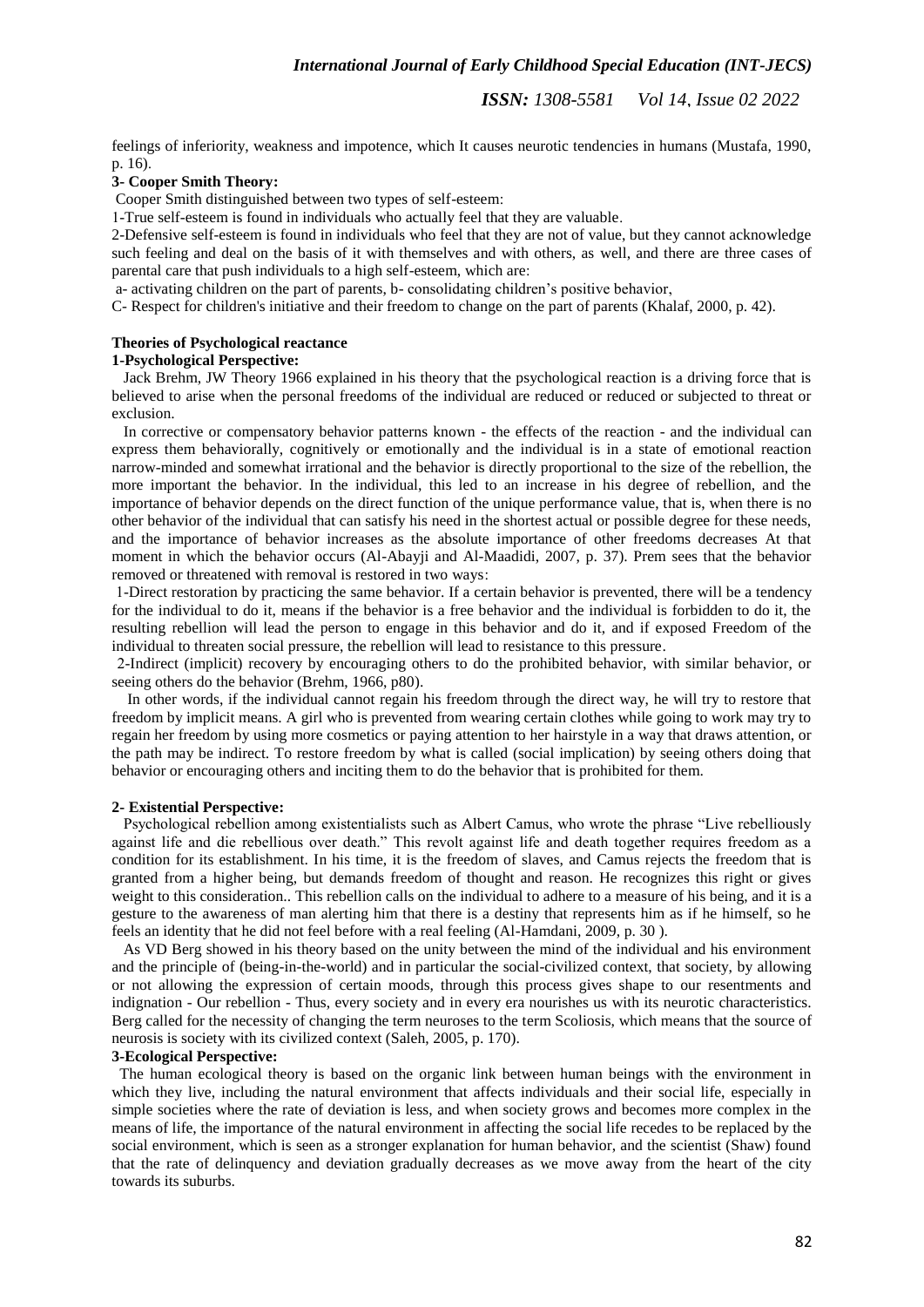feelings of inferiority, weakness and impotence, which It causes neurotic tendencies in humans (Mustafa, 1990, p. 16).

**3- Cooper Smith Theory:**

Cooper Smith distinguished between two types of self-esteem:

1-True self-esteem is found in individuals who actually feel that they are valuable.

2-Defensive self-esteem is found in individuals who feel that they are not of value, but they cannot acknowledge such feeling and deal on the basis of it with themselves and with others, as well, and there are three cases of parental care that push individuals to a high self-esteem, which are:

a- activating children on the part of parents, b- consolidating children's positive behavior,

C- Respect for children's initiative and their freedom to change on the part of parents (Khalaf, 2000, p. 42).

**Theories of Psychological reactance**

**1-Psychological Perspective:**

Jack Brehm, JW Theory 1966 explained in his theory that the psychological reaction is a driving force that is believed to arise when the personal freedoms of the individual are reduced or reduced or subjected to threat or exclusion.

In corrective or compensatory behavior patterns known - the effects of the reaction - and the individual can express them behaviorally, cognitively or emotionally and the individual is in a state of emotional reaction narrow-minded and somewhat irrational and the behavior is directly proportional to the size of the rebellion, the more important the behavior. In the individual, this led to an increase in his degree of rebellion, and the importance of behavior depends on the direct function of the unique performance value, that is, when there is no other behavior of the individual that can satisfy his need in the shortest actual or possible degree for these needs, and the importance of behavior increases as the absolute importance of other freedoms decreases At that moment in which the behavior occurs (Al-Abayji and Al-Maadidi, 2007, p. 37). Prem sees that the behavior removed or threatened with removal is restored in two ways:

1-Direct restoration by practicing the same behavior. If a certain behavior is prevented, there will be a tendency for the individual to do it, means if the behavior is a free behavior and the individual is forbidden to do it, the resulting rebellion will lead the person to engage in this behavior and do it, and if exposed Freedom of the individual to threaten social pressure, the rebellion will lead to resistance to this pressure.

2-Indirect (implicit) recovery by encouraging others to do the prohibited behavior, with similar behavior, or seeing others do the behavior (Brehm, 1966, p80).

In other words, if the individual cannot regain his freedom through the direct way, he will try to restore that freedom by implicit means. A girl who is prevented from wearing certain clothes while going to work may try to regain her freedom by using more cosmetics or paying attention to her hairstyle in a way that draws attention, or the path may be indirect. To restore freedom by what is called (social implication) by seeing others doing that behavior or encouraging others and inciting them to do the behavior that is prohibited for them.

**2- Existential Perspective:**

Psychological rebellion among existentialists such as Albert Camus, who wrote the phrase "Live rebelliously against life and die rebellious over death." This revolt against life and death together requires freedom as a condition for its establishment. In his time, it is the freedom of slaves, and Camus rejects the freedom that is granted from a higher being, but demands freedom of thought and reason. He recognizes this right or gives weight to this consideration.. This rebellion calls on the individual to adhere to a measure of his being, and it is a gesture to the awareness of man alerting him that there is a destiny that represents him as if he himself, so he feels an identity that he did not feel before with a real feeling (Al-Hamdani, 2009, p. 30 ).

As VD Berg showed in his theory based on the unity between the mind of the individual and his environment and the principle of (being-in-the-world) and in particular the social-civilized context, that society, by allowing or not allowing the expression of certain moods, through this process gives shape to our resentments and indignation - Our rebellion - Thus, every society and in every era nourishes us with its neurotic characteristics. Berg called for the necessity of changing the term neuroses to the term Scoliosis, which means that the source of neurosis is society with its civilized context (Saleh, 2005, p. 170).

**3-Ecological Perspective:**

The human ecological theory is based on the organic link between human beings with the environment in which they live, including the natural environment that affects individuals and their social life, especially in simple societies where the rate of deviation is less, and when society grows and becomes more complex in the means of life, the importance of the natural environment in affecting the social life recedes to be replaced by the social environment, which is seen as a stronger explanation for human behavior, and the scientist (Shaw) found that the rate of delinquency and deviation gradually decreases as we move away from the heart of the city towards its suburbs.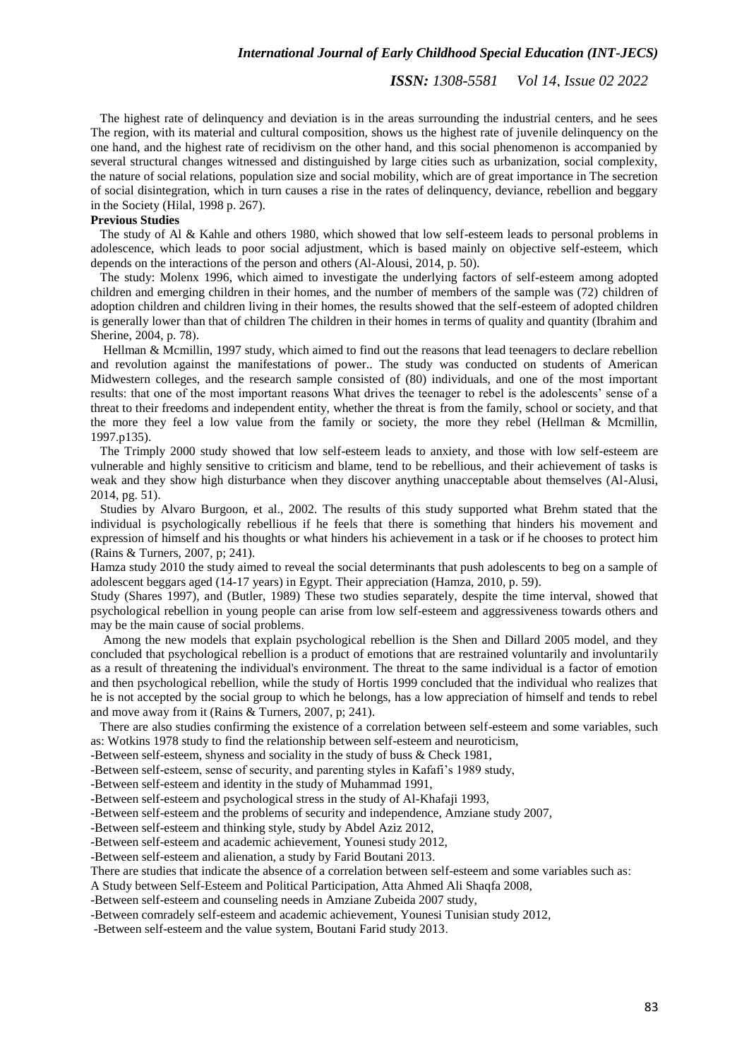The highest rate of delinquency and deviation is in the areas surrounding the industrial centers, and he sees The region, with its material and cultural composition, shows us the highest rate of juvenile delinquency on the one hand, and the highest rate of recidivism on the other hand, and this social phenomenon is accompanied by several structural changes witnessed and distinguished by large cities such as urbanization, social complexity, the nature of social relations, population size and social mobility, which are of great importance in The secretion of social disintegration, which in turn causes a rise in the rates of delinquency, deviance, rebellion and beggary in the Society (Hilal, 1998 p. 267).

**Previous Studies**

The study of Al & Kahle and others 1980, which showed that low self-esteem leads to personal problems in adolescence, which leads to poor social adjustment, which is based mainly on objective self-esteem, which depends on the interactions of the person and others (Al-Alousi, 2014, p. 50).

The study: Molenx 1996, which aimed to investigate the underlying factors of self-esteem among adopted children and emerging children in their homes, and the number of members of the sample was (72) children of adoption children and children living in their homes, the results showed that the self-esteem of adopted children is generally lower than that of children The children in their homes in terms of quality and quantity (Ibrahim and Sherine, 2004, p. 78).

Hellman & Mcmillin, 1997 study, which aimed to find out the reasons that lead teenagers to declare rebellion and revolution against the manifestations of power.. The study was conducted on students of American Midwestern colleges, and the research sample consisted of (80) individuals, and one of the most important results: that one of the most important reasons What drives the teenager to rebel is the adolescents' sense of a threat to their freedoms and independent entity, whether the threat is from the family, school or society, and that the more they feel a low value from the family or society, the more they rebel (Hellman & Mcmillin, 1997.p135).

The Trimply 2000 study showed that low self-esteem leads to anxiety, and those with low self-esteem are vulnerable and highly sensitive to criticism and blame, tend to be rebellious, and their achievement of tasks is weak and they show high disturbance when they discover anything unacceptable about themselves (Al-Alusi, 2014, pg. 51).

Studies by Alvaro Burgoon, et al., 2002. The results of this study supported what Brehm stated that the individual is psychologically rebellious if he feels that there is something that hinders his movement and expression of himself and his thoughts or what hinders his achievement in a task or if he chooses to protect him (Rains & Turners, 2007, p; 241).

Hamza study 2010 the study aimed to reveal the social determinants that push adolescents to beg on a sample of adolescent beggars aged (14-17 years) in Egypt. Their appreciation (Hamza, 2010, p. 59).

Study (Shares 1997), and (Butler, 1989) These two studies separately, despite the time interval, showed that psychological rebellion in young people can arise from low self-esteem and aggressiveness towards others and may be the main cause of social problems.

Among the new models that explain psychological rebellion is the Shen and Dillard 2005 model, and they concluded that psychological rebellion is a product of emotions that are restrained voluntarily and involuntarily as a result of threatening the individual's environment. The threat to the same individual is a factor of emotion and then psychological rebellion, while the study of Hortis 1999 concluded that the individual who realizes that he is not accepted by the social group to which he belongs, has a low appreciation of himself and tends to rebel and move away from it (Rains & Turners, 2007, p; 241).

There are also studies confirming the existence of a correlation between self-esteem and some variables, such as: Wotkins 1978 study to find the relationship between self-esteem and neuroticism,

-Between self-esteem, shyness and sociality in the study of buss & Check 1981,

-Between self-esteem, sense of security, and parenting styles in Kafafi's 1989 study,

-Between self-esteem and identity in the study of Muhammad 1991,

-Between self-esteem and psychological stress in the study of Al-Khafaji 1993,

-Between self-esteem and the problems of security and independence, Amziane study 2007,

-Between self-esteem and thinking style, study by Abdel Aziz 2012,

-Between self-esteem and academic achievement, Younesi study 2012,

-Between self-esteem and alienation, a study by Farid Boutani 2013.

There are studies that indicate the absence of a correlation between self-esteem and some variables such as:

A Study between Self-Esteem and Political Participation, Atta Ahmed Ali Shaqfa 2008,

-Between self-esteem and counseling needs in Amziane Zubeida 2007 study,

-Between comradely self-esteem and academic achievement, Younesi Tunisian study 2012,

-Between self-esteem and the value system, Boutani Farid study 2013.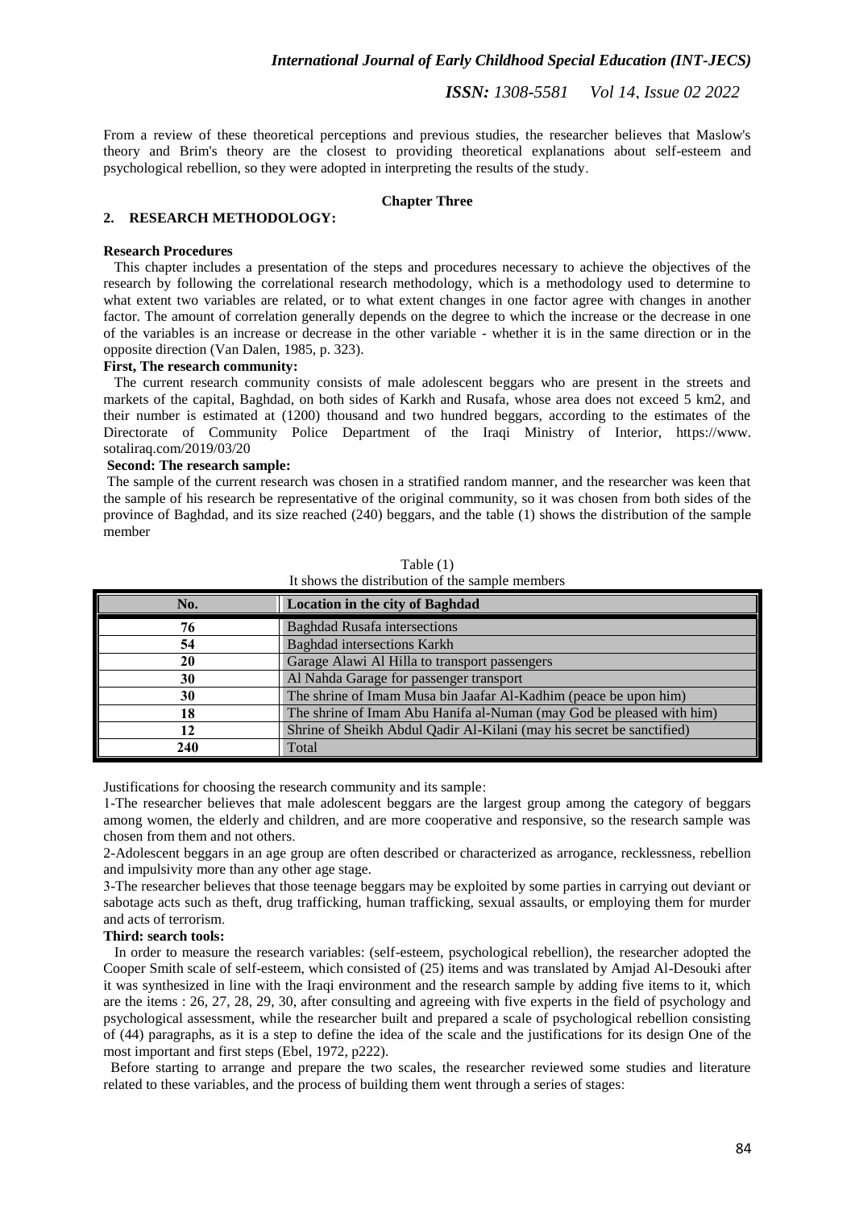From a review of these theoretical perceptions and previous studies, the researcher believes that Maslow's theory and Brim's theory are the closest to providing theoretical explanations about self-esteem and psychological rebellion, so they were adopted in interpreting the results of the study.

## Chapter Three

## 2. RESEARCH METHODOLOGY:

**Research Procedures**

This chapter includes a presentation of the steps and procedures necessary to achieve the objectives of the research by following the correlational research methodology, which is a methodology used to determine to what extent two variables are related, or to what extent changes in one factor agree with changes in another factor. The amount of correlation generally depends on the degree to which the increase or the decrease in one of the variables is an increase or decrease in the other variable - whether it is in the same direction or in the opposite direction (Van Dalen, 1985, p. 323).

**First, The research community:**

The current research community consists of male adolescent beggars who are present in the streets and markets of the capital, Baghdad, on both sides of Karkh and Rusafa, whose area does not exceed 5 km2, and their number is estimated at (1200) thousand and two hundred beggars, according to the estimates of the Directorate of Community Police Department of the Iraqi Ministry of Interior, https://www. sotaliraq.com/2019/03/20

**Second: The research sample:**

The sample of the current research was chosen in a stratified random manner, and the researcher was keen that the sample of his research be representative of the original community, so it was chosen from both sides of the province of Baghdad, and its size reached (240) beggars, and the table (1) shows the distribution of the sample member

Table (1)
It shows the distribution of the sample members

| No. | Location in the city of Baghdad |
|---|---|
| 76 | Baghdad Rusafa intersections |
| 54 | Baghdad intersections Karkh |
| 20 | Garage Alawi Al Hilla to transport passengers |
| 30 | Al Nahda Garage for passenger transport |
| 30 | The shrine of Imam Musa bin Jaafar Al-Kadhim (peace be upon him) |
| 18 | The shrine of Imam Abu Hanifa al-Numan (may God be pleased with him) |
| 12 | Shrine of Sheikh Abdul Qadir Al-Kilani (may his secret be sanctified) |
| 240 | Total |

Justifications for choosing the research community and its sample:

1-The researcher believes that male adolescent beggars are the largest group among the category of beggars among women, the elderly and children, and are more cooperative and responsive, so the research sample was chosen from them and not others.

2-Adolescent beggars in an age group are often described or characterized as arrogance, recklessness, rebellion and impulsivity more than any other age stage.

3-The researcher believes that those teenage beggars may be exploited by some parties in carrying out deviant or sabotage acts such as theft, drug trafficking, human trafficking, sexual assaults, or employing them for murder and acts of terrorism.

**Third: search tools:**

In order to measure the research variables: (self-esteem, psychological rebellion), the researcher adopted the Cooper Smith scale of self-esteem, which consisted of (25) items and was translated by Amjad Al-Desouki after it was synthesized in line with the Iraqi environment and the research sample by adding five items to it, which are the items : 26, 27, 28, 29, 30, after consulting and agreeing with five experts in the field of psychology and psychological assessment, while the researcher built and prepared a scale of psychological rebellion consisting of (44) paragraphs, as it is a step to define the idea of the scale and the justifications for its design One of the most important and first steps (Ebel, 1972, p222).

Before starting to arrange and prepare the two scales, the researcher reviewed some studies and literature related to these variables, and the process of building them went through a series of stages: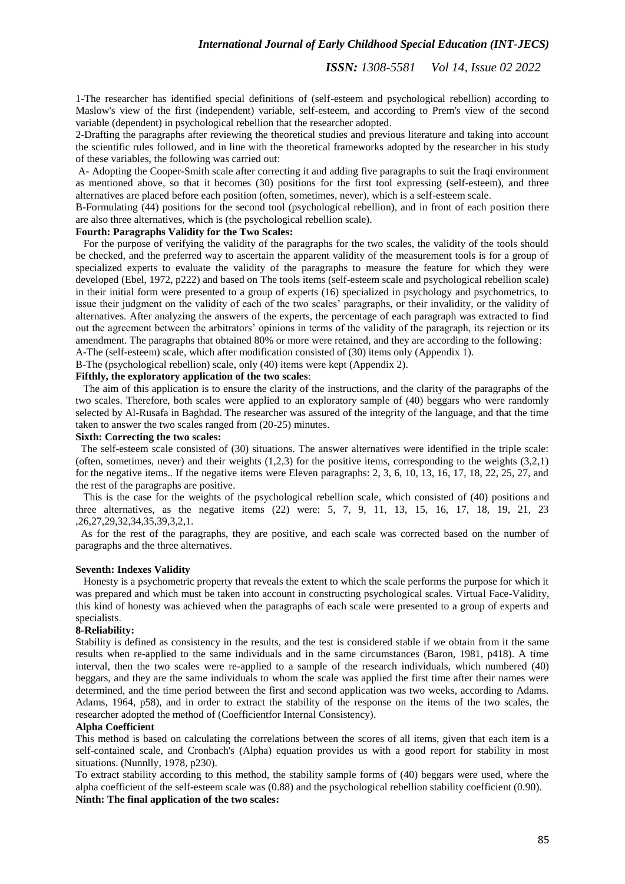1-The researcher has identified special definitions of (self-esteem and psychological rebellion) according to Maslow's view of the first (independent) variable, self-esteem, and according to Prem's view of the second variable (dependent) in psychological rebellion that the researcher adopted.

2-Drafting the paragraphs after reviewing the theoretical studies and previous literature and taking into account the scientific rules followed, and in line with the theoretical frameworks adopted by the researcher in his study of these variables, the following was carried out:

A- Adopting the Cooper-Smith scale after correcting it and adding five paragraphs to suit the Iraqi environment as mentioned above, so that it becomes (30) positions for the first tool expressing (self-esteem), and three alternatives are placed before each position (often, sometimes, never), which is a self-esteem scale.

B-Formulating (44) positions for the second tool (psychological rebellion), and in front of each position there are also three alternatives, which is (the psychological rebellion scale).

**Fourth: Paragraphs Validity for the Two Scales:**

For the purpose of verifying the validity of the paragraphs for the two scales, the validity of the tools should be checked, and the preferred way to ascertain the apparent validity of the measurement tools is for a group of specialized experts to evaluate the validity of the paragraphs to measure the feature for which they were developed (Ebel, 1972, p222) and based on The tools items (self-esteem scale and psychological rebellion scale) in their initial form were presented to a group of experts (16) specialized in psychology and psychometrics, to issue their judgment on the validity of each of the two scales' paragraphs, or their invalidity, or the validity of alternatives. After analyzing the answers of the experts, the percentage of each paragraph was extracted to find out the agreement between the arbitrators' opinions in terms of the validity of the paragraph, its rejection or its amendment. The paragraphs that obtained 80% or more were retained, and they are according to the following:

A-The (self-esteem) scale, which after modification consisted of (30) items only (Appendix 1).

B-The (psychological rebellion) scale, only (40) items were kept (Appendix 2).

**Fifthly, the exploratory application of the two scales**:

The aim of this application is to ensure the clarity of the instructions, and the clarity of the paragraphs of the two scales. Therefore, both scales were applied to an exploratory sample of (40) beggars who were randomly selected by Al-Rusafa in Baghdad. The researcher was assured of the integrity of the language, and that the time taken to answer the two scales ranged from (20-25) minutes.

**Sixth: Correcting the two scales:**

The self-esteem scale consisted of (30) situations. The answer alternatives were identified in the triple scale: (often, sometimes, never) and their weights (1,2,3) for the positive items, corresponding to the weights (3,2,1) for the negative items.. If the negative items were Eleven paragraphs: 2, 3, 6, 10, 13, 16, 17, 18, 22, 25, 27, and the rest of the paragraphs are positive.

This is the case for the weights of the psychological rebellion scale, which consisted of (40) positions and three alternatives, as the negative items (22) were: 5, 7, 9, 11, 13, 15, 16, 17, 18, 19, 21, 23 ,26,27,29,32,34,35,39,3,2,1.

As for the rest of the paragraphs, they are positive, and each scale was corrected based on the number of paragraphs and the three alternatives.

**Seventh: Indexes Validity**

Honesty is a psychometric property that reveals the extent to which the scale performs the purpose for which it was prepared and which must be taken into account in constructing psychological scales. Virtual Face-Validity, this kind of honesty was achieved when the paragraphs of each scale were presented to a group of experts and specialists.

**8-Reliability:**

Stability is defined as consistency in the results, and the test is considered stable if we obtain from it the same results when re-applied to the same individuals and in the same circumstances (Baron, 1981, p418). A time interval, then the two scales were re-applied to a sample of the research individuals, which numbered (40) beggars, and they are the same individuals to whom the scale was applied the first time after their names were determined, and the time period between the first and second application was two weeks, according to Adams. Adams, 1964, p58), and in order to extract the stability of the response on the items of the two scales, the researcher adopted the method of (Coefficientfor Internal Consistency).

**Alpha Coefficient**

This method is based on calculating the correlations between the scores of all items, given that each item is a self-contained scale, and Cronbach's (Alpha) equation provides us with a good report for stability in most situations. (Nunnlly, 1978, p230).

To extract stability according to this method, the stability sample forms of (40) beggars were used, where the alpha coefficient of the self-esteem scale was (0.88) and the psychological rebellion stability coefficient (0.90).

**Ninth: The final application of the two scales:**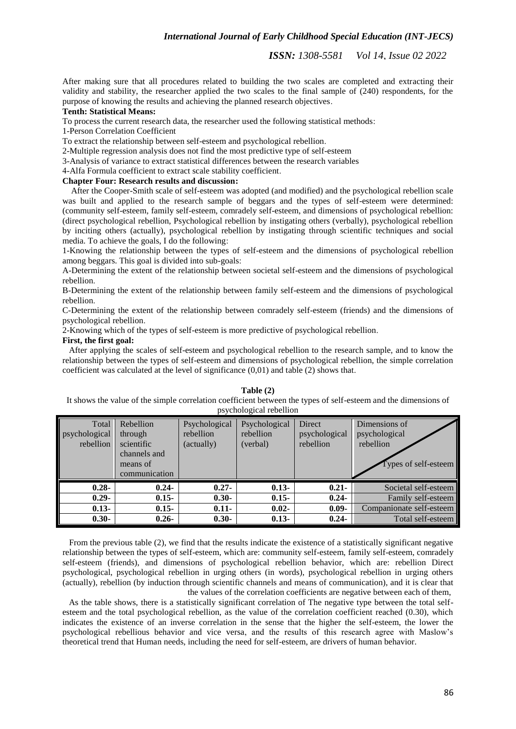After making sure that all procedures related to building the two scales are completed and extracting their validity and stability, the researcher applied the two scales to the final sample of (240) respondents, for the purpose of knowing the results and achieving the planned research objectives.

**Tenth: Statistical Means:**

To process the current research data, the researcher used the following statistical methods:

1-Person Correlation Coefficient

To extract the relationship between self-esteem and psychological rebellion.

2-Multiple regression analysis does not find the most predictive type of self-esteem

3-Analysis of variance to extract statistical differences between the research variables

4-Alfa Formula coefficient to extract scale stability coefficient.

**Chapter Four: Research results and discussion:**

After the Cooper-Smith scale of self-esteem was adopted (and modified) and the psychological rebellion scale was built and applied to the research sample of beggars and the types of self-esteem were determined: (community self-esteem, family self-esteem, comradely self-esteem, and dimensions of psychological rebellion: (direct psychological rebellion, Psychological rebellion by instigating others (verbally), psychological rebellion by inciting others (actually), psychological rebellion by instigating through scientific techniques and social media. To achieve the goals, I do the following:

1-Knowing the relationship between the types of self-esteem and the dimensions of psychological rebellion among beggars. This goal is divided into sub-goals:

A-Determining the extent of the relationship between societal self-esteem and the dimensions of psychological rebellion.

B-Determining the extent of the relationship between family self-esteem and the dimensions of psychological rebellion.

C-Determining the extent of the relationship between comradely self-esteem (friends) and the dimensions of psychological rebellion.

2-Knowing which of the types of self-esteem is more predictive of psychological rebellion.

**First, the first goal:**

After applying the scales of self-esteem and psychological rebellion to the research sample, and to know the relationship between the types of self-esteem and dimensions of psychological rebellion, the simple correlation coefficient was calculated at the level of significance (0,01) and table (2) shows that.

**Table (2)**

It shows the value of the simple correlation coefficient between the types of self-esteem and the dimensions of psychological rebellion

| Total psychological rebellion | Rebellion through scientific channels and means of communication | Psychological rebellion (actually) | Psychological rebellion (verbal) | Direct psychological rebellion | Dimensions of psychological rebellion / Types of self-esteem |
|---|---|---|---|---|---|
| **0.28-** | **0.24-** | **0.27-** | **0.13-** | **0.21-** | Societal self-esteem |
| **0.29-** | **0.15-** | **0.30-** | **0.15-** | **0.24-** | Family self-esteem |
| **0.13-** | **0.15-** | **0.11-** | **0.02-** | **0.09-** | Companionate self-esteem |
| **0.30-** | **0.26-** | **0.30-** | **0.13-** | **0.24-** | Total self-esteem |

From the previous table (2), we find that the results indicate the existence of a statistically significant negative relationship between the types of self-esteem, which are: community self-esteem, family self-esteem, comradely self-esteem (friends), and dimensions of psychological rebellion behavior, which are: rebellion Direct psychological, psychological rebellion in urging others (in words), psychological rebellion in urging others (actually), rebellion (by induction through scientific channels and means of communication), and it is clear that the values of the correlation coefficients are negative between each of them,

As the table shows, there is a statistically significant correlation of The negative type between the total self-esteem and the total psychological rebellion, as the value of the correlation coefficient reached (0.30), which indicates the existence of an inverse correlation in the sense that the higher the self-esteem, the lower the psychological rebellious behavior and vice versa, and the results of this research agree with Maslow's theoretical trend that Human needs, including the need for self-esteem, are drivers of human behavior.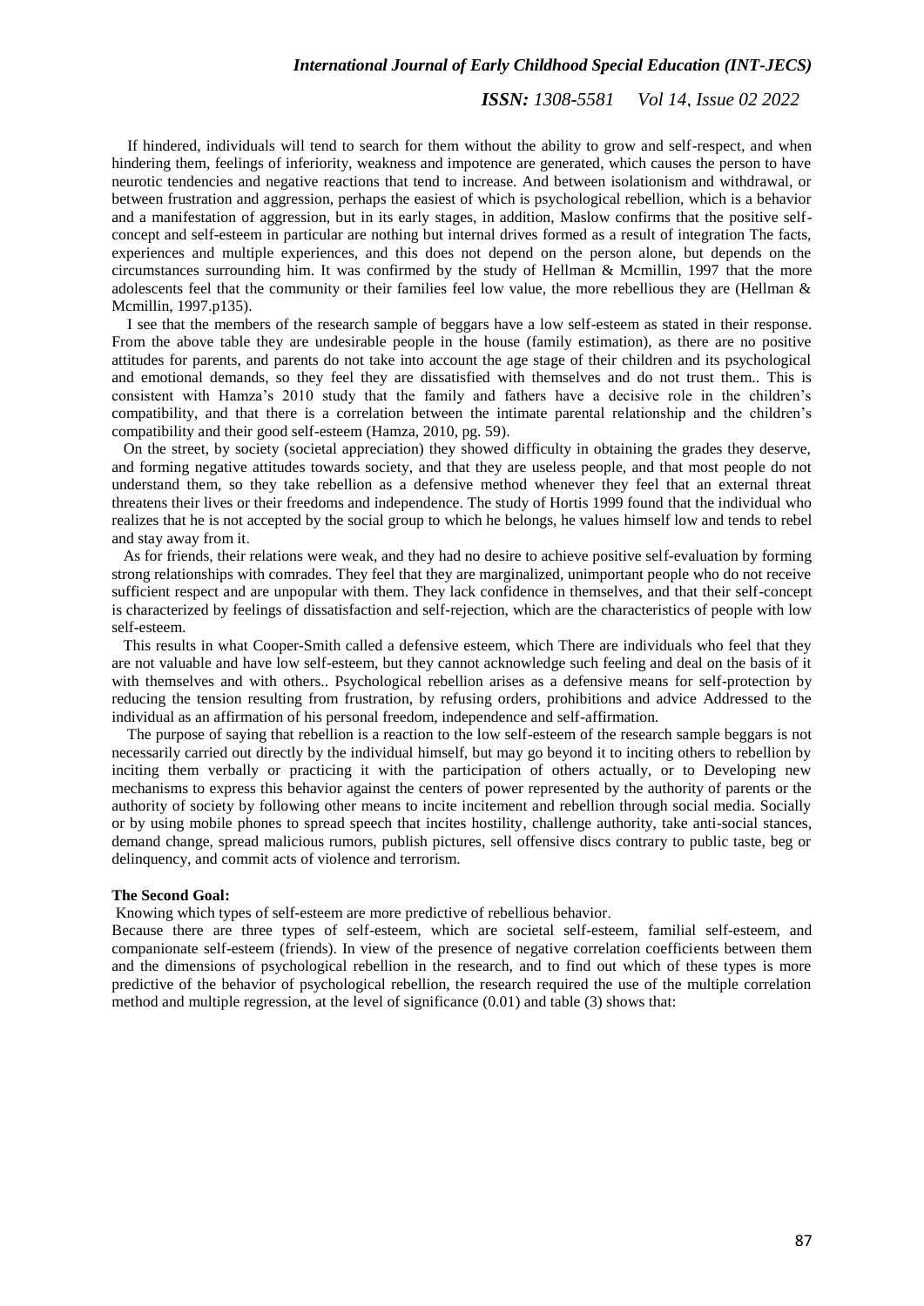If hindered, individuals will tend to search for them without the ability to grow and self-respect, and when hindering them, feelings of inferiority, weakness and impotence are generated, which causes the person to have neurotic tendencies and negative reactions that tend to increase. And between isolationism and withdrawal, or between frustration and aggression, perhaps the easiest of which is psychological rebellion, which is a behavior and a manifestation of aggression, but in its early stages, in addition, Maslow confirms that the positive self-concept and self-esteem in particular are nothing but internal drives formed as a result of integration The facts, experiences and multiple experiences, and this does not depend on the person alone, but depends on the circumstances surrounding him. It was confirmed by the study of Hellman & Mcmillin, 1997 that the more adolescents feel that the community or their families feel low value, the more rebellious they are (Hellman & Mcmillin, 1997.p135).

I see that the members of the research sample of beggars have a low self-esteem as stated in their response. From the above table they are undesirable people in the house (family estimation), as there are no positive attitudes for parents, and parents do not take into account the age stage of their children and its psychological and emotional demands, so they feel they are dissatisfied with themselves and do not trust them.. This is consistent with Hamza's 2010 study that the family and fathers have a decisive role in the children's compatibility, and that there is a correlation between the intimate parental relationship and the children's compatibility and their good self-esteem (Hamza, 2010, pg. 59).

On the street, by society (societal appreciation) they showed difficulty in obtaining the grades they deserve, and forming negative attitudes towards society, and that they are useless people, and that most people do not understand them, so they take rebellion as a defensive method whenever they feel that an external threat threatens their lives or their freedoms and independence. The study of Hortis 1999 found that the individual who realizes that he is not accepted by the social group to which he belongs, he values himself low and tends to rebel and stay away from it.

As for friends, their relations were weak, and they had no desire to achieve positive self-evaluation by forming strong relationships with comrades. They feel that they are marginalized, unimportant people who do not receive sufficient respect and are unpopular with them. They lack confidence in themselves, and that their self-concept is characterized by feelings of dissatisfaction and self-rejection, which are the characteristics of people with low self-esteem.

This results in what Cooper-Smith called a defensive esteem, which There are individuals who feel that they are not valuable and have low self-esteem, but they cannot acknowledge such feeling and deal on the basis of it with themselves and with others.. Psychological rebellion arises as a defensive means for self-protection by reducing the tension resulting from frustration, by refusing orders, prohibitions and advice Addressed to the individual as an affirmation of his personal freedom, independence and self-affirmation.

The purpose of saying that rebellion is a reaction to the low self-esteem of the research sample beggars is not necessarily carried out directly by the individual himself, but may go beyond it to inciting others to rebellion by inciting them verbally or practicing it with the participation of others actually, or to Developing new mechanisms to express this behavior against the centers of power represented by the authority of parents or the authority of society by following other means to incite incitement and rebellion through social media. Socially or by using mobile phones to spread speech that incites hostility, challenge authority, take anti-social stances, demand change, spread malicious rumors, publish pictures, sell offensive discs contrary to public taste, beg or delinquency, and commit acts of violence and terrorism.

**The Second Goal:**

Knowing which types of self-esteem are more predictive of rebellious behavior.

Because there are three types of self-esteem, which are societal self-esteem, familial self-esteem, and companionate self-esteem (friends). In view of the presence of negative correlation coefficients between them and the dimensions of psychological rebellion in the research, and to find out which of these types is more predictive of the behavior of psychological rebellion, the research required the use of the multiple correlation method and multiple regression, at the level of significance (0.01) and table (3) shows that: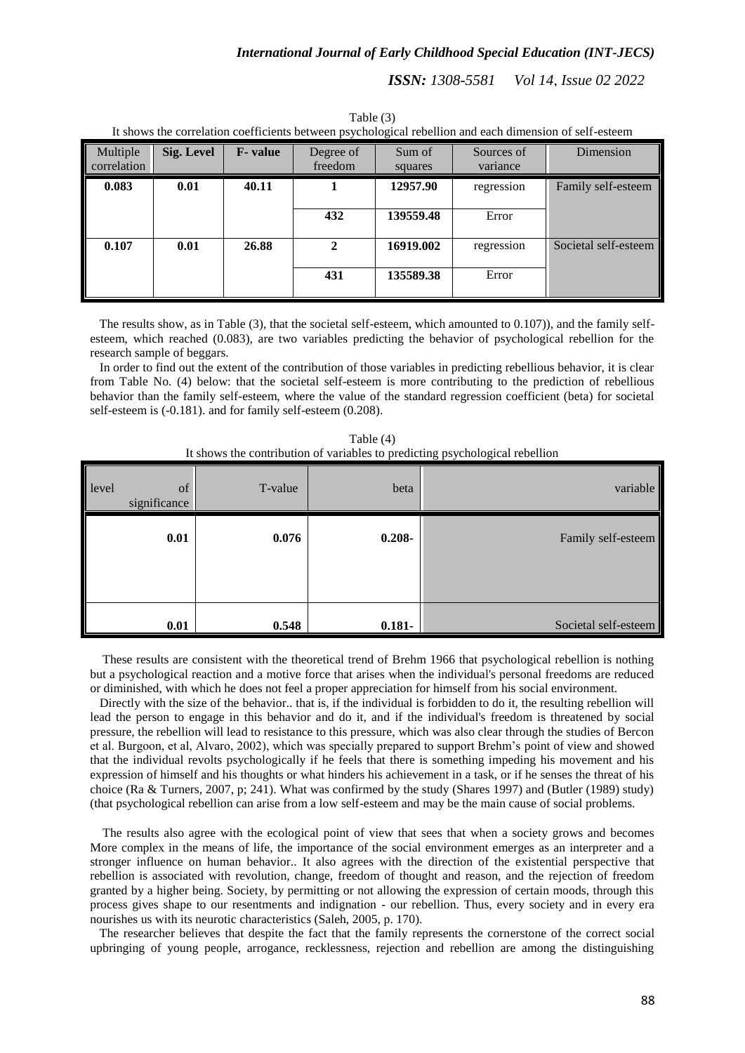Table (3)

It shows the correlation coefficients between psychological rebellion and each dimension of self-esteem

| Multiple correlation | Sig. Level | F- value | Degree of freedom | Sum of squares | Sources of variance | Dimension |
|---|---|---|---|---|---|---|
| **0.083** | **0.01** | **40.11** | **1** | **12957.90** | regression | Family self-esteem |
| | | | **432** | **139559.48** | Error | |
| **0.107** | **0.01** | **26.88** | **2** | **16919.002** | regression | Societal self-esteem |
| | | | **431** | **135589.38** | Error | |

The results show, as in Table (3), that the societal self-esteem, which amounted to 0.107)), and the family self-esteem, which reached (0.083), are two variables predicting the behavior of psychological rebellion for the research sample of beggars.

In order to find out the extent of the contribution of those variables in predicting rebellious behavior, it is clear from Table No. (4) below: that the societal self-esteem is more contributing to the prediction of rebellious behavior than the family self-esteem, where the value of the standard regression coefficient (beta) for societal self-esteem is (-0.181). and for family self-esteem (0.208).

Table (4)

It shows the contribution of variables to predicting psychological rebellion

| level of significance | T-value | beta | variable |
|---|---|---|---|
| **0.01** | **0.076** | **0.208-** | Family self-esteem |
| **0.01** | **0.548** | **0.181-** | Societal self-esteem |

These results are consistent with the theoretical trend of Brehm 1966 that psychological rebellion is nothing but a psychological reaction and a motive force that arises when the individual's personal freedoms are reduced or diminished, with which he does not feel a proper appreciation for himself from his social environment.

Directly with the size of the behavior.. that is, if the individual is forbidden to do it, the resulting rebellion will lead the person to engage in this behavior and do it, and if the individual's freedom is threatened by social pressure, the rebellion will lead to resistance to this pressure, which was also clear through the studies of Bercon et al. Burgoon, et al, Alvaro, 2002), which was specially prepared to support Brehm's point of view and showed that the individual revolts psychologically if he feels that there is something impeding his movement and his expression of himself and his thoughts or what hinders his achievement in a task, or if he senses the threat of his choice (Ra & Turners, 2007, p; 241). What was confirmed by the study (Shares 1997) and (Butler (1989) study) (that psychological rebellion can arise from a low self-esteem and may be the main cause of social problems.

The results also agree with the ecological point of view that sees that when a society grows and becomes More complex in the means of life, the importance of the social environment emerges as an interpreter and a stronger influence on human behavior.. It also agrees with the direction of the existential perspective that rebellion is associated with revolution, change, freedom of thought and reason, and the rejection of freedom granted by a higher being. Society, by permitting or not allowing the expression of certain moods, through this process gives shape to our resentments and indignation - our rebellion. Thus, every society and in every era nourishes us with its neurotic characteristics (Saleh, 2005, p. 170).

The researcher believes that despite the fact that the family represents the cornerstone of the correct social upbringing of young people, arrogance, recklessness, rejection and rebellion are among the distinguishing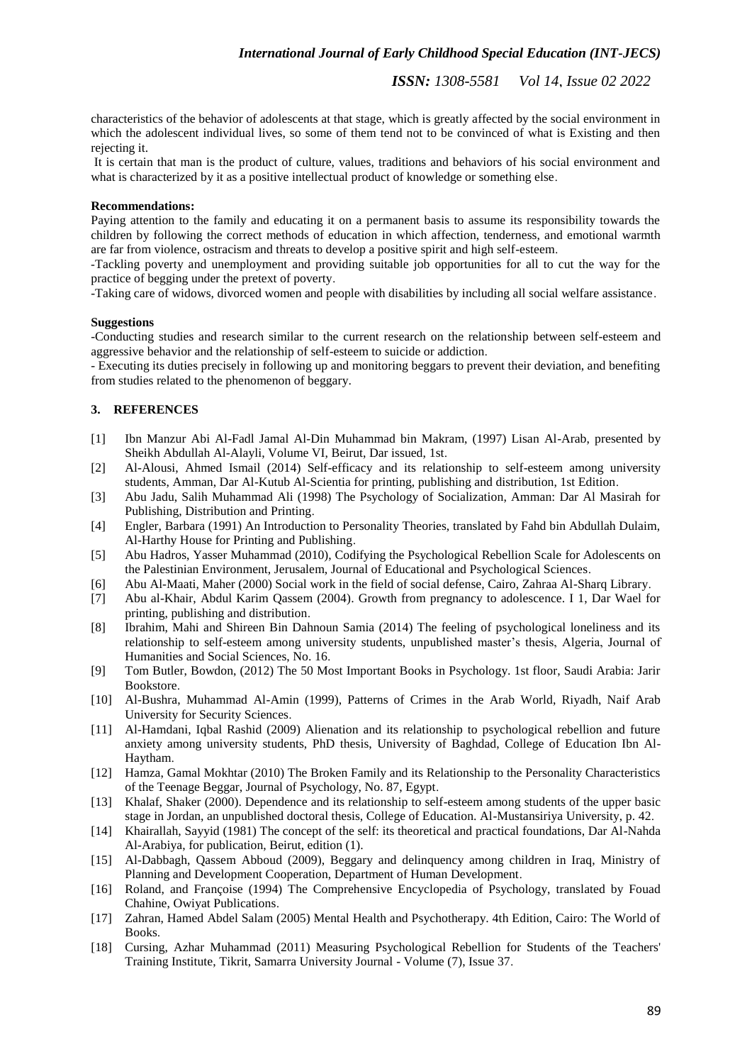characteristics of the behavior of adolescents at that stage, which is greatly affected by the social environment in which the adolescent individual lives, so some of them tend not to be convinced of what is Existing and then rejecting it.

It is certain that man is the product of culture, values, traditions and behaviors of his social environment and what is characterized by it as a positive intellectual product of knowledge or something else.

**Recommendations:**

Paying attention to the family and educating it on a permanent basis to assume its responsibility towards the children by following the correct methods of education in which affection, tenderness, and emotional warmth are far from violence, ostracism and threats to develop a positive spirit and high self-esteem.

-Tackling poverty and unemployment and providing suitable job opportunities for all to cut the way for the practice of begging under the pretext of poverty.

-Taking care of widows, divorced women and people with disabilities by including all social welfare assistance.

**Suggestions**

-Conducting studies and research similar to the current research on the relationship between self-esteem and aggressive behavior and the relationship of self-esteem to suicide or addiction.

- Executing its duties precisely in following up and monitoring beggars to prevent their deviation, and benefiting from studies related to the phenomenon of beggary.

## 3. REFERENCES

[1] Ibn Manzur Abi Al-Fadl Jamal Al-Din Muhammad bin Makram, (1997) Lisan Al-Arab, presented by Sheikh Abdullah Al-Alayli, Volume VI, Beirut, Dar issued, 1st.

[2] Al-Alousi, Ahmed Ismail (2014) Self-efficacy and its relationship to self-esteem among university students, Amman, Dar Al-Kutub Al-Scientia for printing, publishing and distribution, 1st Edition.

[3] Abu Jadu, Salih Muhammad Ali (1998) The Psychology of Socialization, Amman: Dar Al Masirah for Publishing, Distribution and Printing.

[4] Engler, Barbara (1991) An Introduction to Personality Theories, translated by Fahd bin Abdullah Dulaim, Al-Harthy House for Printing and Publishing.

[5] Abu Hadros, Yasser Muhammad (2010), Codifying the Psychological Rebellion Scale for Adolescents on the Palestinian Environment, Jerusalem, Journal of Educational and Psychological Sciences.

[6] Abu Al-Maati, Maher (2000) Social work in the field of social defense, Cairo, Zahraa Al-Sharq Library.

[7] Abu al-Khair, Abdul Karim Qassem (2004). Growth from pregnancy to adolescence. I 1, Dar Wael for printing, publishing and distribution.

[8] Ibrahim, Mahi and Shireen Bin Dahnoun Samia (2014) The feeling of psychological loneliness and its relationship to self-esteem among university students, unpublished master's thesis, Algeria, Journal of Humanities and Social Sciences, No. 16.

[9] Tom Butler, Bowdon, (2012) The 50 Most Important Books in Psychology. 1st floor, Saudi Arabia: Jarir Bookstore.

[10] Al-Bushra, Muhammad Al-Amin (1999), Patterns of Crimes in the Arab World, Riyadh, Naif Arab University for Security Sciences.

[11] Al-Hamdani, Iqbal Rashid (2009) Alienation and its relationship to psychological rebellion and future anxiety among university students, PhD thesis, University of Baghdad, College of Education Ibn Al-Haytham.

[12] Hamza, Gamal Mokhtar (2010) The Broken Family and its Relationship to the Personality Characteristics of the Teenage Beggar, Journal of Psychology, No. 87, Egypt.

[13] Khalaf, Shaker (2000). Dependence and its relationship to self-esteem among students of the upper basic stage in Jordan, an unpublished doctoral thesis, College of Education. Al-Mustansiriya University, p. 42.

[14] Khairallah, Sayyid (1981) The concept of the self: its theoretical and practical foundations, Dar Al-Nahda Al-Arabiya, for publication, Beirut, edition (1).

[15] Al-Dabbagh, Qassem Abboud (2009), Beggary and delinquency among children in Iraq, Ministry of Planning and Development Cooperation, Department of Human Development.

[16] Roland, and Françoise (1994) The Comprehensive Encyclopedia of Psychology, translated by Fouad Chahine, Owiyat Publications.

[17] Zahran, Hamed Abdel Salam (2005) Mental Health and Psychotherapy. 4th Edition, Cairo: The World of Books.

[18] Cursing, Azhar Muhammad (2011) Measuring Psychological Rebellion for Students of the Teachers' Training Institute, Tikrit, Samarra University Journal - Volume (7), Issue 37.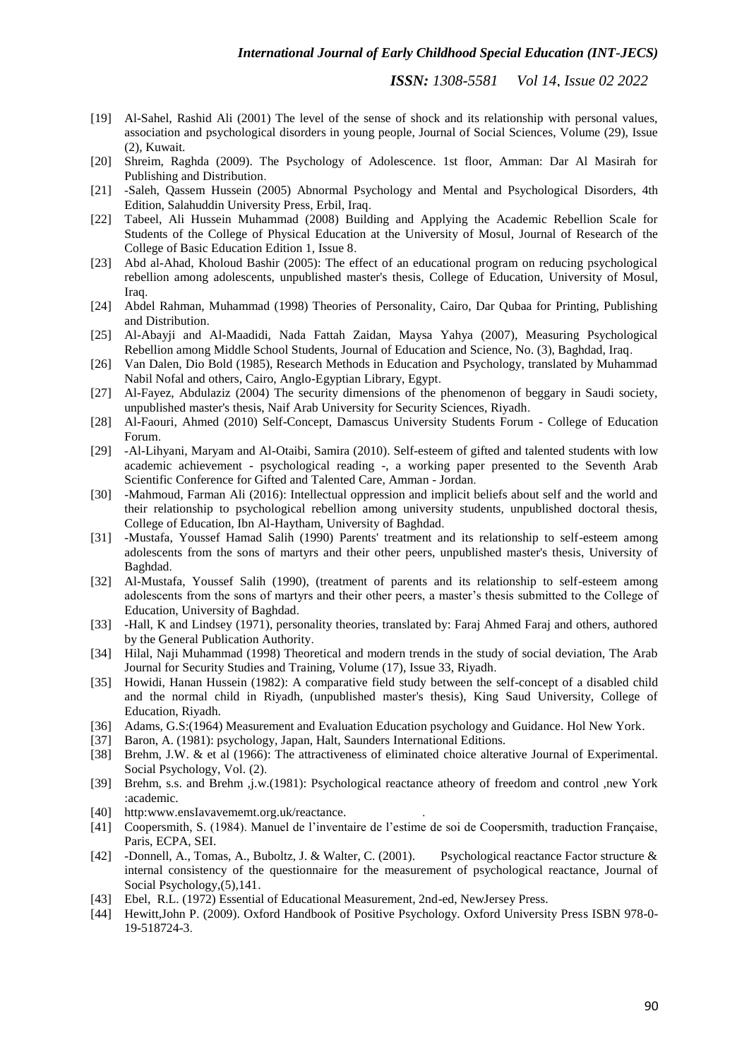[19] Al-Sahel, Rashid Ali (2001) The level of the sense of shock and its relationship with personal values, association and psychological disorders in young people, Journal of Social Sciences, Volume (29), Issue (2), Kuwait.

[20] Shreim, Raghda (2009). The Psychology of Adolescence. 1st floor, Amman: Dar Al Masirah for Publishing and Distribution.

[21] -Saleh, Qassem Hussein (2005) Abnormal Psychology and Mental and Psychological Disorders, 4th Edition, Salahuddin University Press, Erbil, Iraq.

[22] Tabeel, Ali Hussein Muhammad (2008) Building and Applying the Academic Rebellion Scale for Students of the College of Physical Education at the University of Mosul, Journal of Research of the College of Basic Education Edition 1, Issue 8.

[23] Abd al-Ahad, Kholoud Bashir (2005): The effect of an educational program on reducing psychological rebellion among adolescents, unpublished master's thesis, College of Education, University of Mosul, Iraq.

[24] Abdel Rahman, Muhammad (1998) Theories of Personality, Cairo, Dar Qubaa for Printing, Publishing and Distribution.

[25] Al-Abayji and Al-Maadidi, Nada Fattah Zaidan, Maysa Yahya (2007), Measuring Psychological Rebellion among Middle School Students, Journal of Education and Science, No. (3), Baghdad, Iraq.

[26] Van Dalen, Dio Bold (1985), Research Methods in Education and Psychology, translated by Muhammad Nabil Nofal and others, Cairo, Anglo-Egyptian Library, Egypt.

[27] Al-Fayez, Abdulaziz (2004) The security dimensions of the phenomenon of beggary in Saudi society, unpublished master's thesis, Naif Arab University for Security Sciences, Riyadh.

[28] Al-Faouri, Ahmed (2010) Self-Concept, Damascus University Students Forum - College of Education Forum.

[29] -Al-Lihyani, Maryam and Al-Otaibi, Samira (2010). Self-esteem of gifted and talented students with low academic achievement - psychological reading -, a working paper presented to the Seventh Arab Scientific Conference for Gifted and Talented Care, Amman - Jordan.

[30] -Mahmoud, Farman Ali (2016): Intellectual oppression and implicit beliefs about self and the world and their relationship to psychological rebellion among university students, unpublished doctoral thesis, College of Education, Ibn Al-Haytham, University of Baghdad.

[31] -Mustafa, Youssef Hamad Salih (1990) Parents' treatment and its relationship to self-esteem among adolescents from the sons of martyrs and their other peers, unpublished master's thesis, University of Baghdad.

[32] Al-Mustafa, Youssef Salih (1990), (treatment of parents and its relationship to self-esteem among adolescents from the sons of martyrs and their other peers, a master's thesis submitted to the College of Education, University of Baghdad.

[33] -Hall, K and Lindsey (1971), personality theories, translated by: Faraj Ahmed Faraj and others, authored by the General Publication Authority.

[34] Hilal, Naji Muhammad (1998) Theoretical and modern trends in the study of social deviation, The Arab Journal for Security Studies and Training, Volume (17), Issue 33, Riyadh.

[35] Howidi, Hanan Hussein (1982): A comparative field study between the self-concept of a disabled child and the normal child in Riyadh, (unpublished master's thesis), King Saud University, College of Education, Riyadh.

[36] Adams, G.S:(1964) Measurement and Evaluation Education psychology and Guidance. Hol New York.

[37] Baron, A. (1981): psychology, Japan, Halt, Saunders International Editions.

[38] Brehm, J.W. & et al (1966): The attractiveness of eliminated choice alterative Journal of Experimental. Social Psychology, Vol. (2).

[39] Brehm, s.s. and Brehm ,j.w.(1981): Psychological reactance atheory of freedom and control ,new York :academic.

[40] http:www.ensIavavememt.org.uk/reactance.

[41] Coopersmith, S. (1984). Manuel de l'inventaire de l'estime de soi de Coopersmith, traduction Française, Paris, ECPA, SEI.

[42] -Donnell, A., Tomas, A., Buboltz, J. & Walter, C. (2001). Psychological reactance Factor structure & internal consistency of the questionnaire for the measurement of psychological reactance, Journal of Social Psychology,(5),141.

[43] Ebel, R.L. (1972) Essential of Educational Measurement, 2nd-ed, NewJersey Press.

[44] Hewitt,John P. (2009). Oxford Handbook of Positive Psychology. Oxford University Press ISBN 978-0-19-518724-3.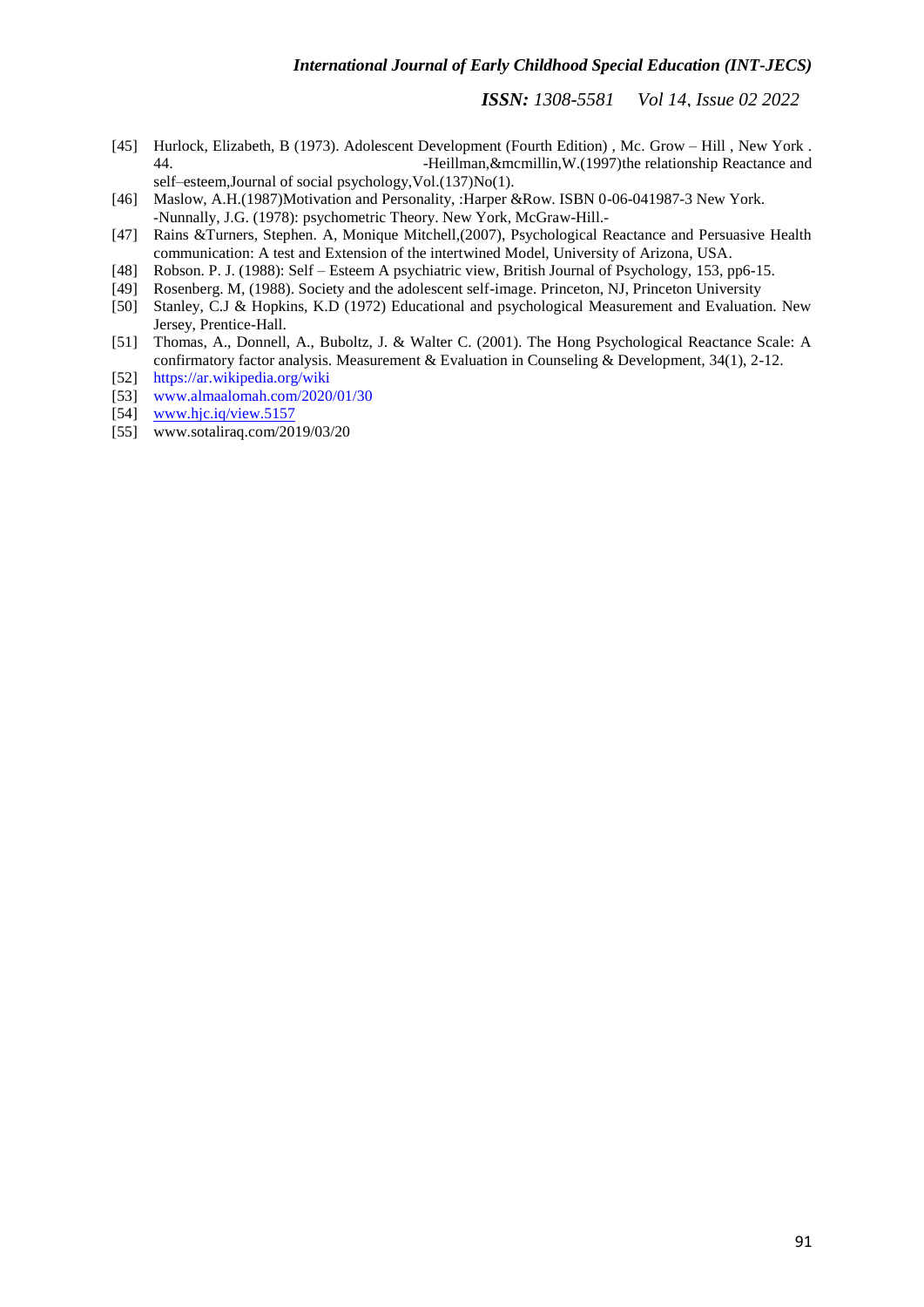[45] Hurlock, Elizabeth, B (1973). Adolescent Development (Fourth Edition) , Mc. Grow – Hill , New York . 44. -Heillman,&mcmillin,W.(1997)the relationship Reactance and self–esteem,Journal of social psychology,Vol.(137)No(1).

[46] Maslow, A.H.(1987)Motivation and Personality, :Harper &Row. ISBN 0-06-041987-3 New York. -Nunnally, J.G. (1978): psychometric Theory. New York, McGraw-Hill.-

[47] Rains &Turners, Stephen. A, Monique Mitchell,(2007), Psychological Reactance and Persuasive Health communication: A test and Extension of the intertwined Model, University of Arizona, USA.

[48] Robson. P. J. (1988): Self – Esteem A psychiatric view, British Journal of Psychology, 153, pp6-15.

[49] Rosenberg. M, (1988). Society and the adolescent self-image. Princeton, NJ, Princeton University

[50] Stanley, C.J & Hopkins, K.D (1972) Educational and psychological Measurement and Evaluation. New Jersey, Prentice-Hall.

[51] Thomas, A., Donnell, A., Buboltz, J. & Walter C. (2001). The Hong Psychological Reactance Scale: A confirmatory factor analysis. Measurement & Evaluation in Counseling & Development, 34(1), 2-12.

[52] https://ar.wikipedia.org/wiki

[53] www.almaalomah.com/2020/01/30

[54] www.hjc.iq/view.5157

[55] www.sotaliraq.com/2019/03/20